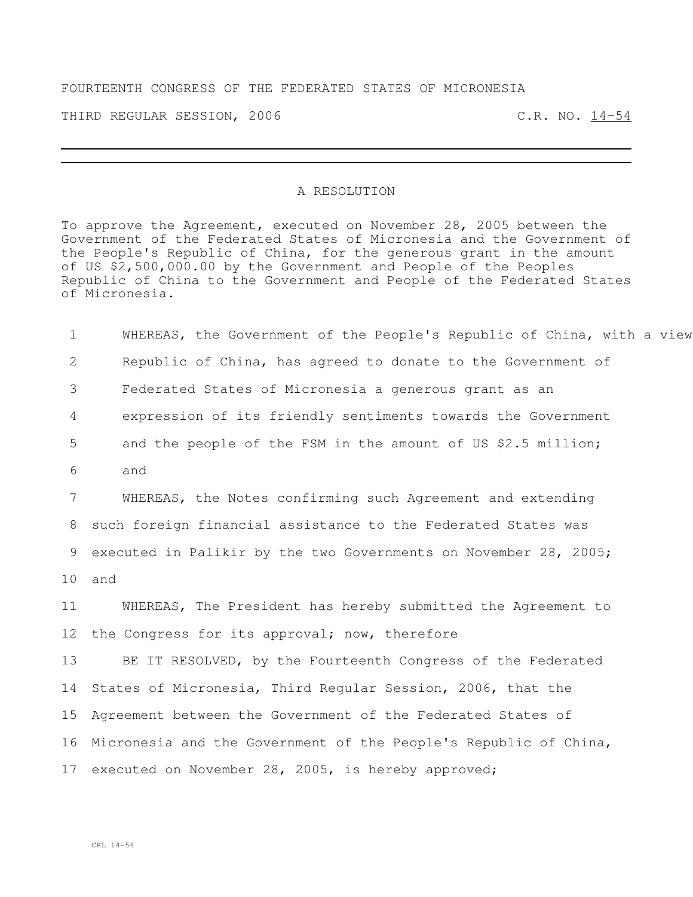FOURTEENTH CONGRESS OF THE FEDERATED STATES OF MICRONESIA

THIRD REGULAR SESSION, 2006 C.R. NO. 14-54

---

A RESOLUTION

To approve the Agreement, executed on November 28, 2005 between the Government of the Federated States of Micronesia and the Government of the People's Republic of China, for the generous grant in the amount of US $2,500,000.00 by the Government and People of the Peoples Republic of China to the Government and People of the Federated States of Micronesia.

1 WHEREAS, the Government of the People's Republic of China, with a view
2 Republic of China, has agreed to donate to the Government of
3 Federated States of Micronesia a generous grant as an
4 expression of its friendly sentiments towards the Government
5 and the people of the FSM in the amount of US $2.5 million;
6 and
7 WHEREAS, the Notes confirming such Agreement and extending
8 such foreign financial assistance to the Federated States was
9 executed in Palikir by the two Governments on November 28, 2005;
10 and
11 WHEREAS, The President has hereby submitted the Agreement to
12 the Congress for its approval; now, therefore
13 BE IT RESOLVED, by the Fourteenth Congress of the Federated
14 States of Micronesia, Third Regular Session, 2006, that the
15 Agreement between the Government of the Federated States of
16 Micronesia and the Government of the People's Republic of China,
17 executed on November 28, 2005, is hereby approved;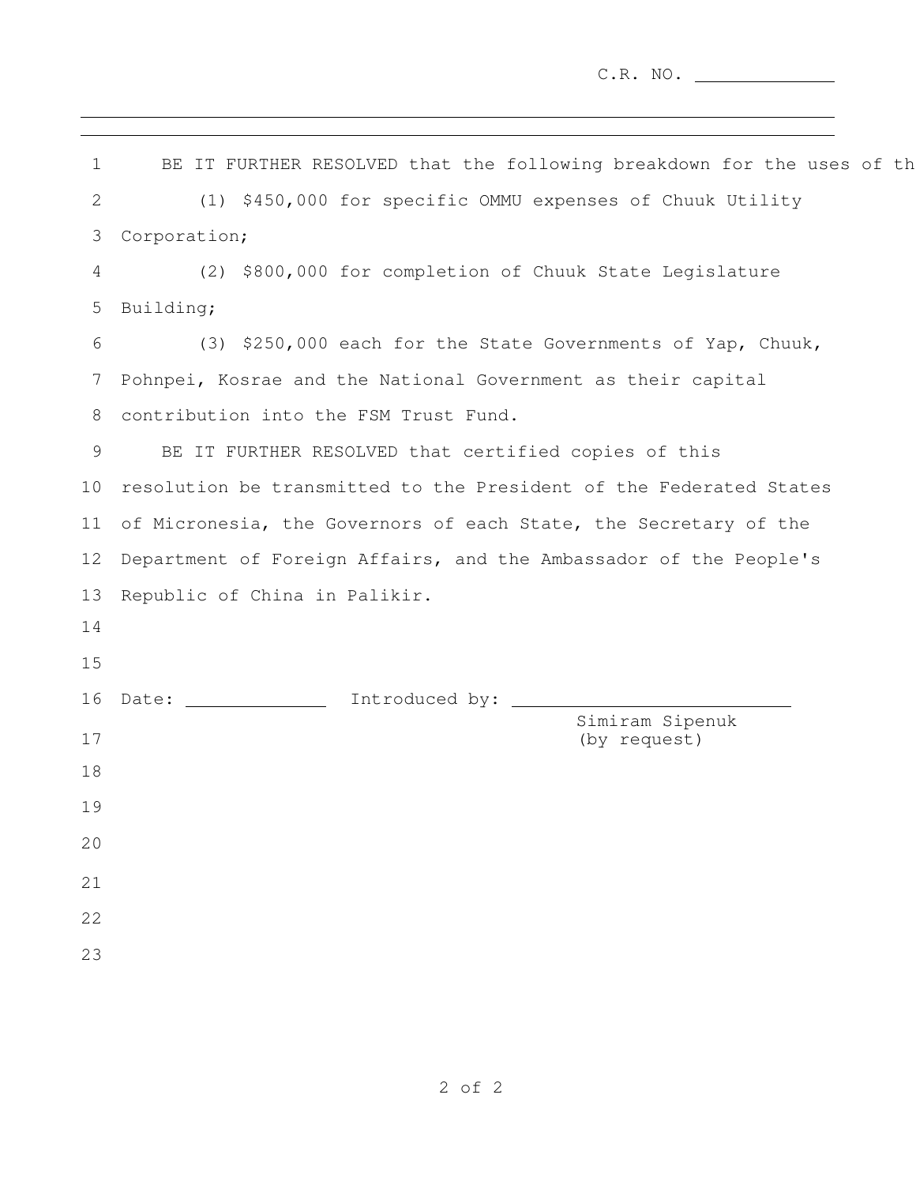C.R. NO. ____________

BE IT FURTHER RESOLVED that the following breakdown for the uses of th

(1) $450,000 for specific OMMU expenses of Chuuk Utility Corporation;

(2) $800,000 for completion of Chuuk State Legislature Building;

(3) $250,000 each for the State Governments of Yap, Chuuk, Pohnpei, Kosrae and the National Government as their capital contribution into the FSM Trust Fund.

BE IT FURTHER RESOLVED that certified copies of this resolution be transmitted to the President of the Federated States of Micronesia, the Governors of each State, the Secretary of the Department of Foreign Affairs, and the Ambassador of the People's Republic of China in Palikir.

Date: ____________ Introduced by: ________________________

Simiram Sipenuk
(by request)